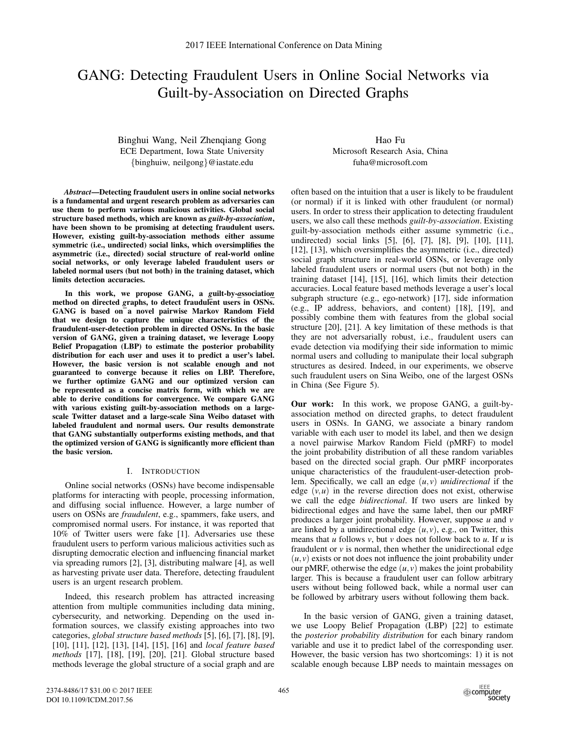# GANG: Detecting Fraudulent Users in Online Social Networks via Guilt-by-Association on Directed Graphs

Binghui Wang, Neil Zhenqiang Gong
ECE Department, Iowa State University
{binghuiw, neilgong}@iastate.edu

Hao Fu
Microsoft Research Asia, China
fuha@microsoft.com

***Abstract*—Detecting fraudulent users in online social networks is a fundamental and urgent research problem as adversaries can use them to perform various malicious activities. Global social structure based methods, which are known as *guilt-by-association*, have been shown to be promising at detecting fraudulent users. However, existing guilt-by-association methods either assume symmetric (i.e., undirected) social links, which oversimplifies the asymmetric (i.e., directed) social structure of real-world online social networks, or only leverage labeled fraudulent users or labeled normal users (but not both) in the training dataset, which limits detection accuracies.**

**In this work, we propose GANG, a guilt-by-association method on directed graphs, to detect fraudulent users in OSNs. GANG is based on a novel pairwise Markov Random Field that we design to capture the unique characteristics of the fraudulent-user-detection problem in directed OSNs. In the basic version of GANG, given a training dataset, we leverage Loopy Belief Propagation (LBP) to estimate the posterior probability distribution for each user and uses it to predict a user's label. However, the basic version is not scalable enough and not guaranteed to converge because it relies on LBP. Therefore, we further optimize GANG and our optimized version can be represented as a concise matrix form, with which we are able to derive conditions for convergence. We compare GANG with various existing guilt-by-association methods on a large-scale Twitter dataset and a large-scale Sina Weibo dataset with labeled fraudulent and normal users. Our results demonstrate that GANG substantially outperforms existing methods, and that the optimized version of GANG is significantly more efficient than the basic version.**

## I. Introduction

Online social networks (OSNs) have become indispensable platforms for interacting with people, processing information, and diffusing social influence. However, a large number of users on OSNs are *fraudulent*, e.g., spammers, fake users, and compromised normal users. For instance, it was reported that 10% of Twitter users were fake [1]. Adversaries use these fraudulent users to perform various malicious activities such as disrupting democratic election and influencing financial market via spreading rumors [2], [3], distributing malware [4], as well as harvesting private user data. Therefore, detecting fraudulent users is an urgent research problem.

Indeed, this research problem has attracted increasing attention from multiple communities including data mining, cybersecurity, and networking. Depending on the used information sources, we classify existing approaches into two categories, *global structure based methods* [5], [6], [7], [8], [9], [10], [11], [12], [13], [14], [15], [16] and *local feature based methods* [17], [18], [19], [20], [21]. Global structure based methods leverage the global structure of a social graph and are often based on the intuition that a user is likely to be fraudulent (or normal) if it is linked with other fraudulent (or normal) users. In order to stress their application to detecting fraudulent users, we also call these methods *guilt-by-association*. Existing guilt-by-association methods either assume symmetric (i.e., undirected) social links [5], [6], [7], [8], [9], [10], [11], [12], [13], which oversimplifies the asymmetric (i.e., directed) social graph structure in real-world OSNs, or leverage only labeled fraudulent users or normal users (but not both) in the training dataset [14], [15], [16], which limits their detection accuracies. Local feature based methods leverage a user's local subgraph structure (e.g., ego-network) [17], side information (e.g., IP address, behaviors, and content) [18], [19], and possibly combine them with features from the global social structure [20], [21]. A key limitation of these methods is that they are not adversarially robust, i.e., fraudulent users can evade detection via modifying their side information to mimic normal users and colluding to manipulate their local subgraph structures as desired. Indeed, in our experiments, we observe such fraudulent users on Sina Weibo, one of the largest OSNs in China (See Figure 5).

**Our work:** In this work, we propose GANG, a guilt-by-association method on directed graphs, to detect fraudulent users in OSNs. In GANG, we associate a binary random variable with each user to model its label, and then we design a novel pairwise Markov Random Field (pMRF) to model the joint probability distribution of all these random variables based on the directed social graph. Our pMRF incorporates unique characteristics of the fraudulent-user-detection problem. Specifically, we call an edge $(u,v)$ *unidirectional* if the edge $(v,u)$ in the reverse direction does not exist, otherwise we call the edge *bidirectional*. If two users are linked by bidirectional edges and have the same label, then our pMRF produces a larger joint probability. However, suppose $u$ and $v$ are linked by a unidirectional edge $(u,v)$, e.g., on Twitter, this means that $u$ follows $v$, but $v$ does not follow back to $u$. If $u$ is fraudulent or $v$ is normal, then whether the unidirectional edge $(u,v)$ exists or not does not influence the joint probability under our pMRF, otherwise the edge $(u,v)$ makes the joint probability larger. This is because a fraudulent user can follow arbitrary users without being followed back, while a normal user can be followed by arbitrary users without following them back.

In the basic version of GANG, given a training dataset, we use Loopy Belief Propagation (LBP) [22] to estimate the *posterior probability distribution* for each binary random variable and use it to predict label of the corresponding user. However, the basic version has two shortcomings: 1) it is not scalable enough because LBP needs to maintain messages on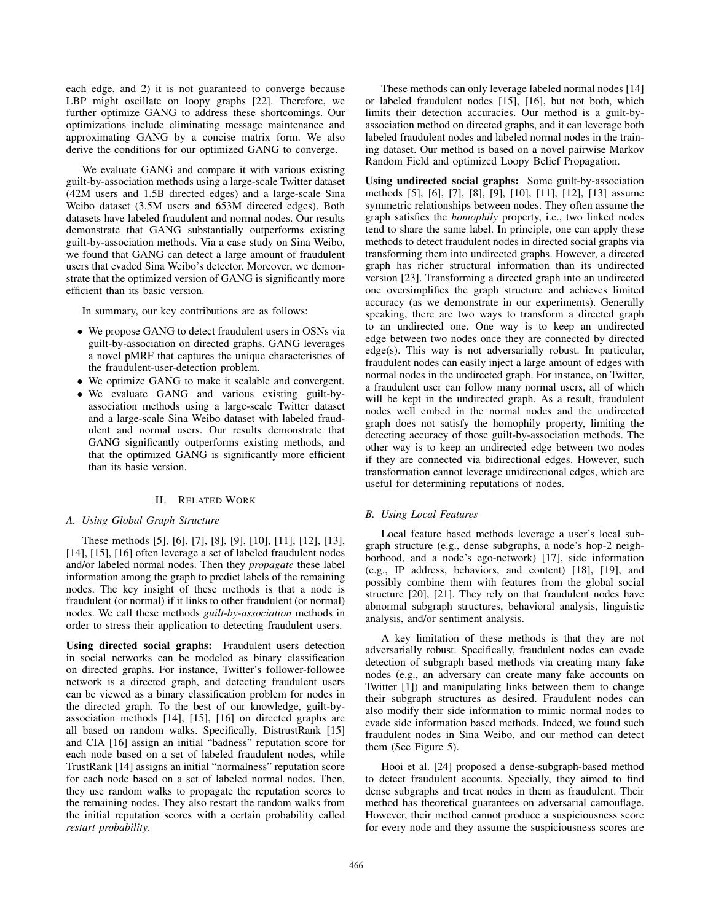each edge, and 2) it is not guaranteed to converge because LBP might oscillate on loopy graphs [22]. Therefore, we further optimize GANG to address these shortcomings. Our optimizations include eliminating message maintenance and approximating GANG by a concise matrix form. We also derive the conditions for our optimized GANG to converge.

We evaluate GANG and compare it with various existing guilt-by-association methods using a large-scale Twitter dataset (42M users and 1.5B directed edges) and a large-scale Sina Weibo dataset (3.5M users and 653M directed edges). Both datasets have labeled fraudulent and normal nodes. Our results demonstrate that GANG substantially outperforms existing guilt-by-association methods. Via a case study on Sina Weibo, we found that GANG can detect a large amount of fraudulent users that evaded Sina Weibo's detector. Moreover, we demonstrate that the optimized version of GANG is significantly more efficient than its basic version.

In summary, our key contributions are as follows:

- We propose GANG to detect fraudulent users in OSNs via guilt-by-association on directed graphs. GANG leverages a novel pMRF that captures the unique characteristics of the fraudulent-user-detection problem.
- We optimize GANG to make it scalable and convergent.
- We evaluate GANG and various existing guilt-by-association methods using a large-scale Twitter dataset and a large-scale Sina Weibo dataset with labeled fraudulent and normal users. Our results demonstrate that GANG significantly outperforms existing methods, and that the optimized GANG is significantly more efficient than its basic version.

## II. Related Work

### A. Using Global Graph Structure

These methods [5], [6], [7], [8], [9], [10], [11], [12], [13], [14], [15], [16] often leverage a set of labeled fraudulent nodes and/or labeled normal nodes. Then they *propagate* these label information among the graph to predict labels of the remaining nodes. The key insight of these methods is that a node is fraudulent (or normal) if it links to other fraudulent (or normal) nodes. We call these methods *guilt-by-association* methods in order to stress their application to detecting fraudulent users.

**Using directed social graphs:** Fraudulent users detection in social networks can be modeled as binary classification on directed graphs. For instance, Twitter's follower-followee network is a directed graph, and detecting fraudulent users can be viewed as a binary classification problem for nodes in the directed graph. To the best of our knowledge, guilt-by-association methods [14], [15], [16] on directed graphs are all based on random walks. Specifically, DistrustRank [15] and CIA [16] assign an initial "badness" reputation score for each node based on a set of labeled fraudulent nodes, while TrustRank [14] assigns an initial "normalness" reputation score for each node based on a set of labeled normal nodes. Then, they use random walks to propagate the reputation scores to the remaining nodes. They also restart the random walks from the initial reputation scores with a certain probability called *restart probability*.

These methods can only leverage labeled normal nodes [14] or labeled fraudulent nodes [15], [16], but not both, which limits their detection accuracies. Our method is a guilt-by-association method on directed graphs, and it can leverage both labeled fraudulent nodes and labeled normal nodes in the training dataset. Our method is based on a novel pairwise Markov Random Field and optimized Loopy Belief Propagation.

**Using undirected social graphs:** Some guilt-by-association methods [5], [6], [7], [8], [9], [10], [11], [12], [13] assume symmetric relationships between nodes. They often assume the graph satisfies the *homophily* property, i.e., two linked nodes tend to share the same label. In principle, one can apply these methods to detect fraudulent nodes in directed social graphs via transforming them into undirected graphs. However, a directed graph has richer structural information than its undirected version [23]. Transforming a directed graph into an undirected one oversimplifies the graph structure and achieves limited accuracy (as we demonstrate in our experiments). Generally speaking, there are two ways to transform a directed graph to an undirected one. One way is to keep an undirected edge between two nodes once they are connected by directed edge(s). This way is not adversarially robust. In particular, fraudulent nodes can easily inject a large amount of edges with normal nodes in the undirected graph. For instance, on Twitter, a fraudulent user can follow many normal users, all of which will be kept in the undirected graph. As a result, fraudulent nodes well embed in the normal nodes and the undirected graph does not satisfy the homophily property, limiting the detecting accuracy of those guilt-by-association methods. The other way is to keep an undirected edge between two nodes if they are connected via bidirectional edges. However, such transformation cannot leverage unidirectional edges, which are useful for determining reputations of nodes.

### B. Using Local Features

Local feature based methods leverage a user's local subgraph structure (e.g., dense subgraphs, a node's hop-2 neighborhood, and a node's ego-network) [17], side information (e.g., IP address, behaviors, and content) [18], [19], and possibly combine them with features from the global social structure [20], [21]. They rely on that fraudulent nodes have abnormal subgraph structures, behavioral analysis, linguistic analysis, and/or sentiment analysis.

A key limitation of these methods is that they are not adversarially robust. Specifically, fraudulent nodes can evade detection of subgraph based methods via creating many fake nodes (e.g., an adversary can create many fake accounts on Twitter [1]) and manipulating links between them to change their subgraph structures as desired. Fraudulent nodes can also modify their side information to mimic normal nodes to evade side information based methods. Indeed, we found such fraudulent nodes in Sina Weibo, and our method can detect them (See Figure 5).

Hooi et al. [24] proposed a dense-subgraph-based method to detect fraudulent accounts. Specially, they aimed to find dense subgraphs and treat nodes in them as fraudulent. Their method has theoretical guarantees on adversarial camouflage. However, their method cannot produce a suspiciousness score for every node and they assume the suspiciousness scores are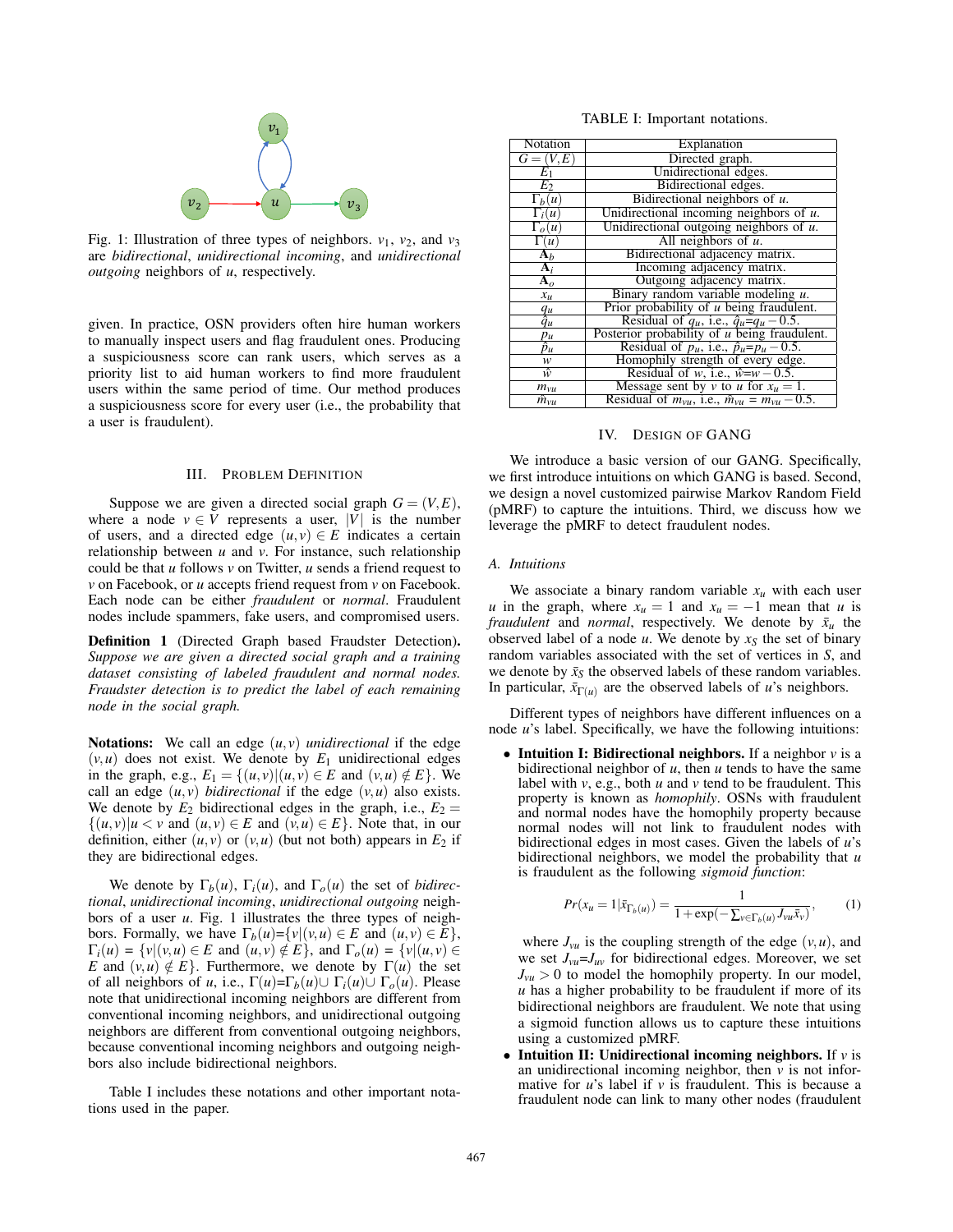Fig. 1: Illustration of three types of neighbors. $v_1$, $v_2$, and $v_3$ are *bidirectional*, *unidirectional incoming*, and *unidirectional outgoing* neighbors of $u$, respectively.

given. In practice, OSN providers often hire human workers to manually inspect users and flag fraudulent ones. Producing a suspiciousness score can rank users, which serves as a priority list to aid human workers to find more fraudulent users within the same period of time. Our method produces a suspiciousness score for every user (i.e., the probability that a user is fraudulent).

## III. Problem Definition

Suppose we are given a directed social graph $G = (V, E)$, where a node $v \in V$ represents a user, $|V|$ is the number of users, and a directed edge $(u, v) \in E$ indicates a certain relationship between $u$ and $v$. For instance, such relationship could be that $u$ follows $v$ on Twitter, $u$ sends a friend request to $v$ on Facebook, or $u$ accepts friend request from $v$ on Facebook. Each node can be either *fraudulent* or *normal*. Fraudulent nodes include spammers, fake users, and compromised users.

**Definition 1** (Directed Graph based Fraudster Detection)**.** *Suppose we are given a directed social graph and a training dataset consisting of labeled fraudulent and normal nodes. Fraudster detection is to predict the label of each remaining node in the social graph.*

**Notations:** We call an edge $(u, v)$ *unidirectional* if the edge $(v, u)$ does not exist. We denote by $E_1$ unidirectional edges in the graph, e.g., $E_1 = \{(u, v)|(u, v) \in E \text{ and } (v, u) \notin E\}$. We call an edge $(u, v)$ *bidirectional* if the edge $(v, u)$ also exists. We denote by $E_2$ bidirectional edges in the graph, i.e., $E_2 = \{(u, v)|u < v \text{ and } (u, v) \in E \text{ and } (v, u) \in E\}$. Note that, in our definition, either $(u, v)$ or $(v, u)$ (but not both) appears in $E_2$ if they are bidirectional edges.

We denote by $\Gamma_b(u)$, $\Gamma_i(u)$, and $\Gamma_o(u)$ the set of *bidirectional*, *unidirectional incoming*, *unidirectional outgoing* neighbors of a user $u$. Fig. 1 illustrates the three types of neighbors. Formally, we have $\Gamma_b(u)=\{v|(v, u) \in E \text{ and } (u, v) \in E\}$, $\Gamma_i(u) = \{v|(v, u) \in E \text{ and } (u, v) \notin E\}$, and $\Gamma_o(u) = \{v|(u, v) \in E \text{ and } (v, u) \notin E\}$. Furthermore, we denote by $\Gamma(u)$ the set of all neighbors of $u$, i.e., $\Gamma(u)=\Gamma_b(u) \cup \Gamma_i(u) \cup \Gamma_o(u)$. Please note that unidirectional incoming neighbors are different from conventional incoming neighbors, and unidirectional outgoing neighbors are different from conventional outgoing neighbors, because conventional incoming neighbors and outgoing neighbors also include bidirectional neighbors.

Table I includes these notations and other important notations used in the paper.

TABLE I: Important notations.

| Notation | Explanation |
|---|---|
| $G = (V, E)$ | Directed graph. |
| $E_1$ | Unidirectional edges. |
| $E_2$ | Bidirectional edges. |
| $\Gamma_b(u)$ | Bidirectional neighbors of $u$. |
| $\Gamma_i(u)$ | Unidirectional incoming neighbors of $u$. |
| $\Gamma_o(u)$ | Unidirectional outgoing neighbors of $u$. |
| $\Gamma(u)$ | All neighbors of $u$. |
| $\mathbf{A}_b$ | Bidirectional adjacency matrix. |
| $\mathbf{A}_i$ | Incoming adjacency matrix. |
| $\mathbf{A}_o$ | Outgoing adjacency matrix. |
| $x_u$ | Binary random variable modeling $u$. |
| $q_u$ | Prior probability of $u$ being fraudulent. |
| $\hat{q}_u$ | Residual of $q_u$, i.e., $\hat{q}_u$=$q_u - 0.5$. |
| $p_u$ | Posterior probability of $u$ being fraudulent. |
| $\hat{p}_u$ | Residual of $p_u$, i.e., $\hat{p}_u$=$p_u - 0.5$. |
| $w$ | Homophily strength of every edge. |
| $\hat{w}$ | Residual of $w$, i.e., $\hat{w}$=$w - 0.5$. |
| $m_{vu}$ | Message sent by $v$ to $u$ for $x_u = 1$. |
| $\hat{m}_{vu}$ | Residual of $m_{vu}$, i.e., $\hat{m}_{vu} = m_{vu} - 0.5$. |

## IV. Design of GANG

We introduce a basic version of our GANG. Specifically, we first introduce intuitions on which GANG is based. Second, we design a novel customized pairwise Markov Random Field (pMRF) to capture the intuitions. Third, we discuss how we leverage the pMRF to detect fraudulent nodes.

### A. Intuitions

We associate a binary random variable $x_u$ with each user $u$ in the graph, where $x_u = 1$ and $x_u = -1$ mean that $u$ is *fraudulent* and *normal*, respectively. We denote by $\bar{x}_u$ the observed label of a node $u$. We denote by $x_S$ the set of binary random variables associated with the set of vertices in $S$, and we denote by $\bar{x}_S$ the observed labels of these random variables. In particular, $\bar{x}_{\Gamma(u)}$ are the observed labels of $u$'s neighbors.

Different types of neighbors have different influences on a node $u$'s label. Specifically, we have the following intuitions:

- **Intuition I: Bidirectional neighbors.** If a neighbor $v$ is a bidirectional neighbor of $u$, then $u$ tends to have the same label with $v$, e.g., both $u$ and $v$ tend to be fraudulent. This property is known as *homophily*. OSNs with fraudulent and normal nodes have the homophily property because normal nodes will not link to fraudulent nodes with bidirectional edges in most cases. Given the labels of $u$'s bidirectional neighbors, we model the probability that $u$ is fraudulent as the following *sigmoid function*:

$$Pr(x_u = 1|\bar{x}_{\Gamma_b(u)}) = \frac{1}{1 + \exp(-\sum_{v \in \Gamma_b(u)} J_{vu} \bar{x}_v)}, \qquad (1)$$

  where $J_{vu}$ is the coupling strength of the edge $(v, u)$, and we set $J_{vu}$=$J_{uv}$ for bidirectional edges. Moreover, we set $J_{vu} > 0$ to model the homophily property. In our model, $u$ has a higher probability to be fraudulent if more of its bidirectional neighbors are fraudulent. We note that using a sigmoid function allows us to capture these intuitions using a customized pMRF.

- **Intuition II: Unidirectional incoming neighbors.** If $v$ is an unidirectional incoming neighbor, then $v$ is not informative for $u$'s label if $v$ is fraudulent. This is because a fraudulent node can link to many other nodes (fraudulent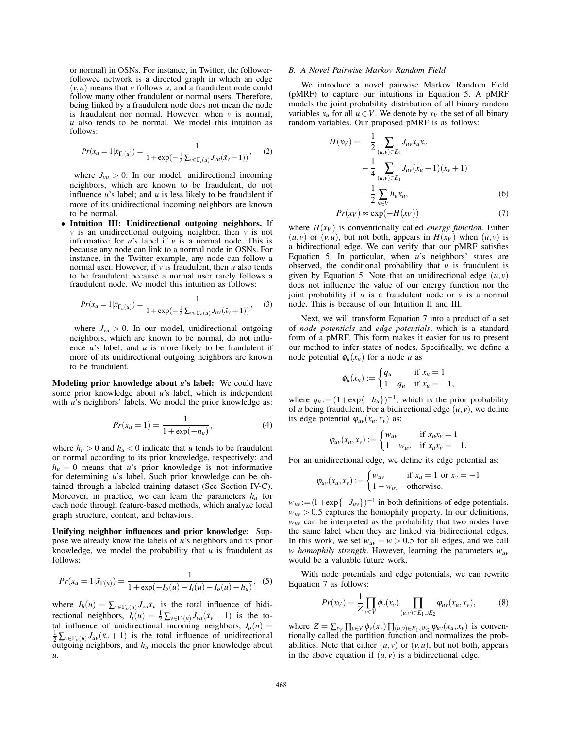or normal) in OSNs. For instance, in Twitter, the follower-followee network is a directed graph in which an edge $(v,u)$ means that $v$ follows $u$, and a fraudulent node could follow many other fraudulent or normal users. Therefore, being linked by a fraudulent node does not mean the node is fraudulent nor normal. However, when $v$ is normal, $u$ also tends to be normal. We model this intuition as follows:

$$Pr(x_u = 1|\bar{x}_{\Gamma_i(u)}) = \frac{1}{1+\exp(-\frac{1}{2}\sum_{v\in\Gamma_i(u)} J_{vu}(\bar{x}_v - 1))}, \quad (2)$$

where $J_{vu} > 0$. In our model, unidirectional incoming neighbors, which are known to be fraudulent, do not influence $u$'s label; and $u$ is less likely to be fraudulent if more of its unidirectional incoming neighbors are known to be normal.

- **Intuition III: Unidirectional outgoing neighbors.** If $v$ is an unidirectional outgoing neighbor, then $v$ is not informative for $u$'s label if $v$ is a normal node. This is because any node can link to a normal node in OSNs. For instance, in the Twitter example, any node can follow a normal user. However, if $v$ is fraudulent, then $u$ also tends to be fraudulent because a normal user rarely follows a fraudulent node. We model this intuition as follows:

$$Pr(x_u = 1|\bar{x}_{\Gamma_o(u)}) = \frac{1}{1+\exp(-\frac{1}{2}\sum_{v\in\Gamma_o(u)} J_{uv}(\bar{x}_v + 1))}, \quad (3)$$

where $J_{vu} > 0$. In our model, unidirectional outgoing neighbors, which are known to be normal, do not influence $u$'s label; and $u$ is more likely to be fraudulent if more of its unidirectional outgoing neighbors are known to be fraudulent.

**Modeling prior knowledge about $u$'s label:** We could have some prior knowledge about $u$'s label, which is independent with $u$'s neighbors' labels. We model the prior knowledge as:

$$Pr(x_u = 1) = \frac{1}{1+\exp(-h_u)}, \quad (4)$$

where $h_u > 0$ and $h_u < 0$ indicate that $u$ tends to be fraudulent or normal according to its prior knowledge, respectively; and $h_u = 0$ means that $u$'s prior knowledge is not informative for determining $u$'s label. Such prior knowledge can be obtained through a labeled training dataset (See Section IV-C). Moreover, in practice, we can learn the parameters $h_u$ for each node through feature-based methods, which analyze local graph structure, content, and behaviors.

**Unifying neighbor influences and prior knowledge:** Suppose we already know the labels of $u$'s neighbors and its prior knowledge, we model the probability that $u$ is fraudulent as follows:

$$Pr(x_u = 1|\bar{x}_{\Gamma(u)}) = \frac{1}{1+\exp(-I_b(u) - I_i(u) - I_o(u) - h_u)}, \quad (5)$$

where $I_b(u) = \sum_{v\in\Gamma_b(u)} J_{vu}\bar{x}_v$ is the total influence of bidirectional neighbors, $I_i(u) = \frac{1}{2}\sum_{v\in\Gamma_i(u)} J_{vu}(\bar{x}_v - 1)$ is the total influence of unidirectional incoming neighbors, $I_o(u) = \frac{1}{2}\sum_{v\in\Gamma_o(u)} J_{uv}(\bar{x}_v + 1)$ is the total influence of unidirectional outgoing neighbors, and $h_u$ models the prior knowledge about $u$.

### B. A Novel Pairwise Markov Random Field

We introduce a novel pairwise Markov Random Field (pMRF) to capture our intuitions in Equation 5. A pMRF models the joint probability distribution of all binary random variables $x_u$ for all $u \in V$. We denote by $x_V$ the set of all binary random variables. Our proposed pMRF is as follows:

$$\begin{aligned} H(x_V) = &-\frac{1}{2}\sum_{(u,v)\in E_2} J_{uv}x_u x_v \\ &-\frac{1}{4}\sum_{(u,v)\in E_1} J_{uv}(x_u - 1)(x_v + 1) \\ &-\frac{1}{2}\sum_{u\in V} h_u x_u, \end{aligned} \quad (6)$$

$$Pr(x_V) \propto \exp(-H(x_V)) \quad (7)$$

where $H(x_V)$ is conventionally called *energy function*. Either $(u,v)$ or $(v,u)$, but not both, appears in $H(x_V)$ when $(u,v)$ is a bidirectional edge. We can verify that our pMRF satisfies Equation 5. In particular, when $u$'s neighbors' states are observed, the conditional probability that $u$ is fraudulent is given by Equation 5. Note that an unidirectional edge $(u,v)$ does not influence the value of our energy function nor the joint probability if $u$ is a fraudulent node or $v$ is a normal node. This is because of our Intuition II and III.

Next, we will transform Equation 7 into a product of a set of *node potentials* and *edge potentials*, which is a standard form of a pMRF. This form makes it easier for us to present our method to infer states of nodes. Specifically, we define a node potential $\phi_u(x_u)$ for a node $u$ as

$$\phi_u(x_u) := \begin{cases} q_u & \text{if } x_u = 1 \\ 1 - q_u & \text{if } x_u = -1, \end{cases}$$

where $q_u := (1+\exp\{-h_u\})^{-1}$, which is the prior probability of $u$ being fraudulent. For a bidirectional edge $(u,v)$, we define its edge potential $\varphi_{uv}(x_u, x_v)$ as:

$$\varphi_{uv}(x_u, x_v) := \begin{cases} w_{uv} & \text{if } x_u x_v = 1 \\ 1 - w_{uv} & \text{if } x_u x_v = -1. \end{cases}$$

For an unidirectional edge, we define its edge potential as:

$$\varphi_{uv}(x_u, x_v) := \begin{cases} w_{uv} & \text{if } x_u = 1 \text{ or } x_v = -1 \\ 1 - w_{uv} & \text{otherwise.} \end{cases}$$

$w_{uv} := (1+\exp\{-J_{uv}\})^{-1}$ in both definitions of edge potentials. $w_{uv} > 0.5$ captures the homophily property. In our definitions, $w_{uv}$ can be interpreted as the probability that two nodes have the same label when they are linked via bidirectional edges. In this work, we set $w_{uv} = w > 0.5$ for all edges, and we call *w homophily strength*. However, learning the parameters $w_{uv}$ would be a valuable future work.

With node potentials and edge potentials, we can rewrite Equation 7 as follows:

$$Pr(x_V) = \frac{1}{Z}\prod_{v\in V} \phi_v(x_v) \prod_{(u,v)\in E_1\cup E_2} \varphi_{uv}(x_u, x_v), \quad (8)$$

where $Z = \sum_{x_V}\prod_{v\in V}\phi_v(x_v)\prod_{(u,v)\in E_1\cup E_2}\varphi_{uv}(x_u, x_v)$ is conventionally called the partition function and normalizes the probabilities. Note that either $(u,v)$ or $(v,u)$, but not both, appears in the above equation if $(u,v)$ is a bidirectional edge.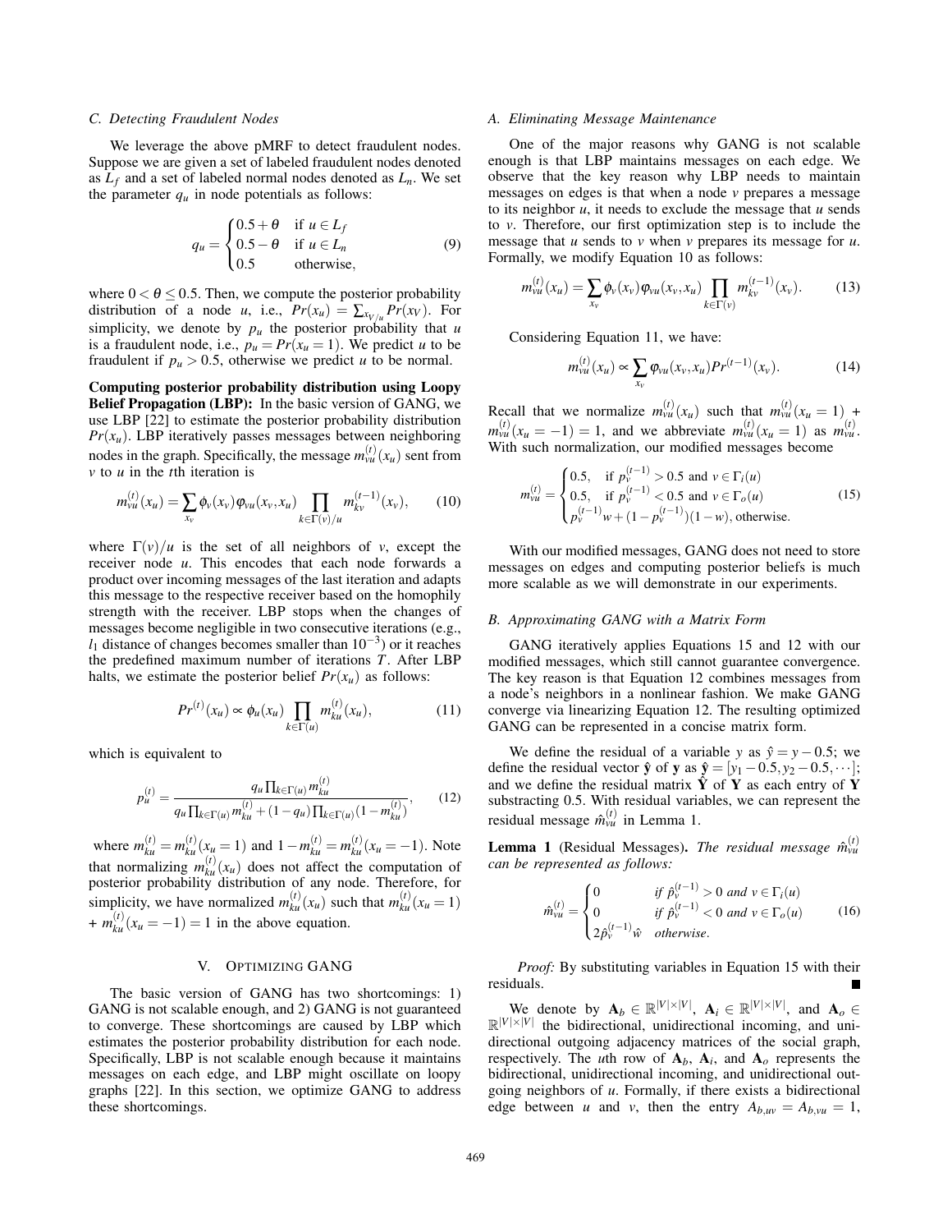### C. Detecting Fraudulent Nodes

We leverage the above pMRF to detect fraudulent nodes. Suppose we are given a set of labeled fraudulent nodes denoted as $L_f$ and a set of labeled normal nodes denoted as $L_n$. We set the parameter $q_u$ in node potentials as follows:

$$q_u = \begin{cases} 0.5+\theta & \text{if } u \in L_f \\ 0.5-\theta & \text{if } u \in L_n \\ 0.5 & \text{otherwise,} \end{cases} \tag{9}$$

where $0 < \theta \leq 0.5$. Then, we compute the posterior probability distribution of a node $u$, i.e., $Pr(x_u) = \sum_{x_{V/u}} Pr(x_V)$. For simplicity, we denote by $p_u$ the posterior probability that $u$ is a fraudulent node, i.e., $p_u = Pr(x_u = 1)$. We predict $u$ to be fraudulent if $p_u > 0.5$, otherwise we predict $u$ to be normal.

**Computing posterior probability distribution using Loopy Belief Propagation (LBP):** In the basic version of GANG, we use LBP [22] to estimate the posterior probability distribution $Pr(x_u)$. LBP iteratively passes messages between neighboring nodes in the graph. Specifically, the message $m_{vu}^{(t)}(x_u)$ sent from $v$ to $u$ in the $t$th iteration is

$$m_{vu}^{(t)}(x_u) = \sum_{x_v} \phi_v(x_v)\varphi_{vu}(x_v,x_u) \prod_{k\in\Gamma(v)/u} m_{kv}^{(t-1)}(x_v), \tag{10}$$

where $\Gamma(v)/u$ is the set of all neighbors of $v$, except the receiver node $u$. This encodes that each node forwards a product over incoming messages of the last iteration and adapts this message to the respective receiver based on the homophily strength with the receiver. LBP stops when the changes of messages become negligible in two consecutive iterations (e.g., $l_1$ distance of changes becomes smaller than $10^{-3}$) or it reaches the predefined maximum number of iterations $T$. After LBP halts, we estimate the posterior belief $Pr(x_u)$ as follows:

$$Pr^{(t)}(x_u) \propto \phi_u(x_u) \prod_{k\in\Gamma(u)} m_{ku}^{(t)}(x_u), \tag{11}$$

which is equivalent to

$$p_u^{(t)} = \frac{q_u \prod_{k\in\Gamma(u)} m_{ku}^{(t)}}{q_u \prod_{k\in\Gamma(u)} m_{ku}^{(t)} + (1-q_u)\prod_{k\in\Gamma(u)}(1-m_{ku}^{(t)})}, \tag{12}$$

where $m_{ku}^{(t)} = m_{ku}^{(t)}(x_u = 1)$ and $1 - m_{ku}^{(t)} = m_{ku}^{(t)}(x_u = -1)$. Note that normalizing $m_{ku}^{(t)}(x_u)$ does not affect the computation of posterior probability distribution of any node. Therefore, for simplicity, we have normalized $m_{ku}^{(t)}(x_u)$ such that $m_{ku}^{(t)}(x_u = 1) + m_{ku}^{(t)}(x_u = -1) = 1$ in the above equation.

## V. Optimizing GANG

The basic version of GANG has two shortcomings: 1) GANG is not scalable enough, and 2) GANG is not guaranteed to converge. These shortcomings are caused by LBP which estimates the posterior probability distribution for each node. Specifically, LBP is not scalable enough because it maintains messages on each edge, and LBP might oscillate on loopy graphs [22]. In this section, we optimize GANG to address these shortcomings.

### A. Eliminating Message Maintenance

One of the major reasons why GANG is not scalable enough is that LBP maintains messages on each edge. We observe that the key reason why LBP needs to maintain messages on edges is that when a node $v$ prepares a message to its neighbor $u$, it needs to exclude the message that $u$ sends to $v$. Therefore, our first optimization step is to include the message that $u$ sends to $v$ when $v$ prepares its message for $u$. Formally, we modify Equation 10 as follows:

$$m_{vu}^{(t)}(x_u) = \sum_{x_v} \phi_v(x_v)\varphi_{vu}(x_v,x_u) \prod_{k\in\Gamma(v)} m_{kv}^{(t-1)}(x_v). \tag{13}$$

Considering Equation 11, we have:

$$m_{vu}^{(t)}(x_u) \propto \sum_{x_v} \varphi_{vu}(x_v,x_u) Pr^{(t-1)}(x_v). \tag{14}$$

Recall that we normalize $m_{vu}^{(t)}(x_u)$ such that $m_{vu}^{(t)}(x_u = 1) + m_{vu}^{(t)}(x_u = -1) = 1$, and we abbreviate $m_{vu}^{(t)}(x_u = 1)$ as $m_{vu}^{(t)}$. With such normalization, our modified messages become

$$m_{vu}^{(t)} = \begin{cases} 0.5, & \text{if } p_v^{(t-1)} > 0.5 \text{ and } v \in \Gamma_i(u) \\ 0.5, & \text{if } p_v^{(t-1)} < 0.5 \text{ and } v \in \Gamma_o(u) \\ p_v^{(t-1)} w + (1-p_v^{(t-1)})(1-w), & \text{otherwise.} \end{cases} \tag{15}$$

With our modified messages, GANG does not need to store messages on edges and computing posterior beliefs is much more scalable as we will demonstrate in our experiments.

### B. Approximating GANG with a Matrix Form

GANG iteratively applies Equations 15 and 12 with our modified messages, which still cannot guarantee convergence. The key reason is that Equation 12 combines messages from a node's neighbors in a nonlinear fashion. We make GANG converge via linearizing Equation 12. The resulting optimized GANG can be represented in a concise matrix form.

We define the residual of a variable $y$ as $\hat{y} = y - 0.5$; we define the residual vector $\hat{\mathbf{y}}$ of $\mathbf{y}$ as $\hat{\mathbf{y}} = [y_1 - 0.5, y_2 - 0.5, \cdots]$; and we define the residual matrix $\hat{\mathbf{Y}}$ of $\mathbf{Y}$ as each entry of $\mathbf{Y}$ substracting 0.5. With residual variables, we can represent the residual message $\hat{m}_{vu}^{(t)}$ in Lemma 1.

**Lemma 1** (Residual Messages)**.** *The residual message $\hat{m}_{vu}^{(t)}$ can be represented as follows:*

$$\hat{m}_{vu}^{(t)} = \begin{cases} 0 & \text{if } \hat{p}_v^{(t-1)} > 0 \text{ and } v \in \Gamma_i(u) \\ 0 & \text{if } \hat{p}_v^{(t-1)} < 0 \text{ and } v \in \Gamma_o(u) \\ 2\hat{p}_v^{(t-1)}\hat{w} & \text{otherwise.} \end{cases} \tag{16}$$

*Proof:* By substituting variables in Equation 15 with their residuals. ■

We denote by $\mathbf{A}_b \in \mathbb{R}^{|V|\times|V|}$, $\mathbf{A}_i \in \mathbb{R}^{|V|\times|V|}$, and $\mathbf{A}_o \in \mathbb{R}^{|V|\times|V|}$ the bidirectional, unidirectional incoming, and unidirectional outgoing adjacency matrices of the social graph, respectively. The $u$th row of $\mathbf{A}_b$, $\mathbf{A}_i$, and $\mathbf{A}_o$ represents the bidirectional, unidirectional incoming, and unidirectional outgoing neighbors of $u$. Formally, if there exists a bidirectional edge between $u$ and $v$, then the entry $A_{b,uv} = A_{b,vu} = 1$,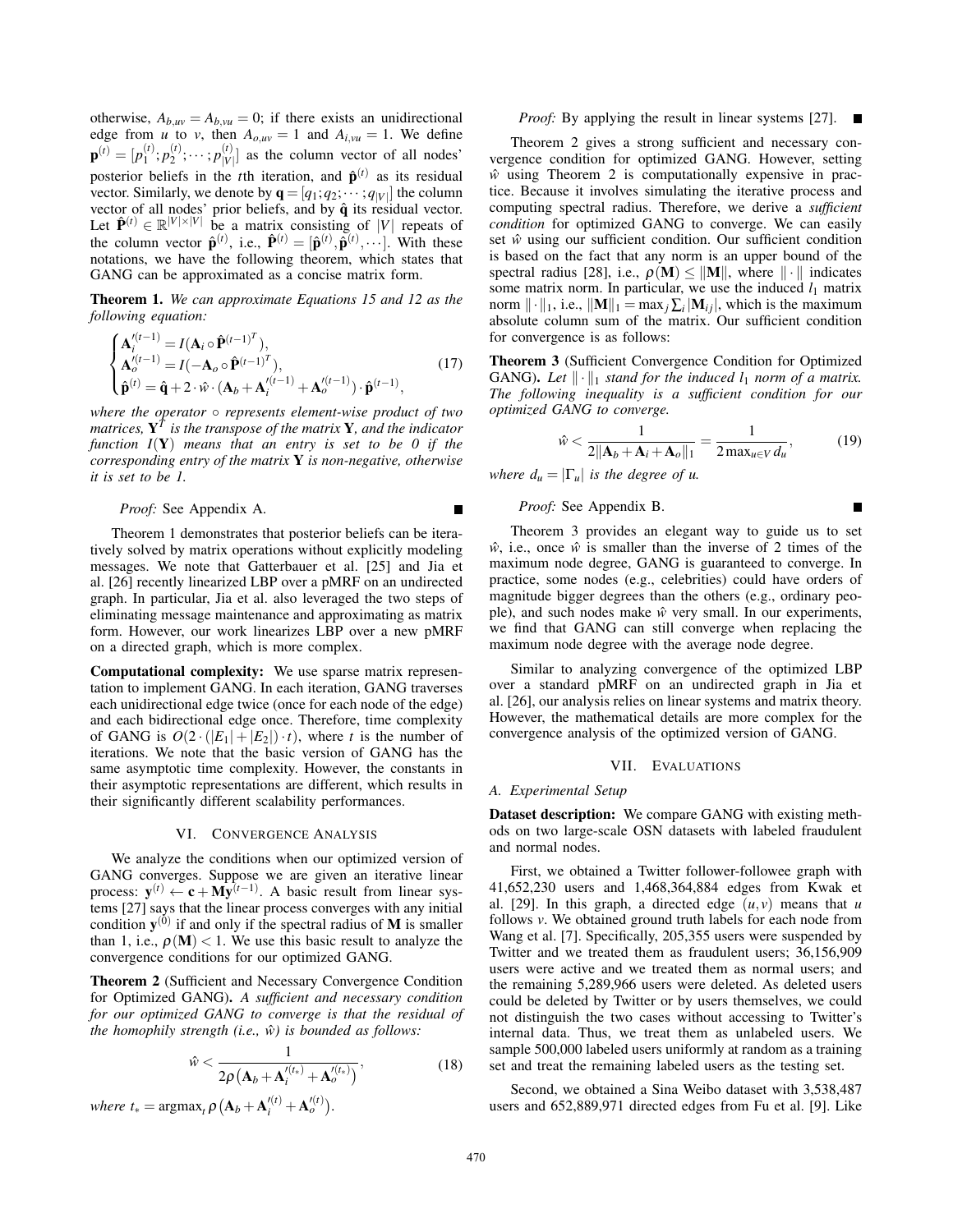otherwise, $A_{b,uv} = A_{b,vu} = 0$; if there exists an unidirectional edge from $u$ to $v$, then $A_{o,uv} = 1$ and $A_{i,vu} = 1$. We define $\mathbf{p}^{(t)} = [p_1^{(t)}; p_2^{(t)}; \cdots ; p_{|V|}^{(t)}]$ as the column vector of all nodes' posterior beliefs in the $t$th iteration, and $\hat{\mathbf{p}}^{(t)}$ as its residual vector. Similarly, we denote by $\mathbf{q} = [q_1; q_2; \cdots ; q_{|V|}]$ the column vector of all nodes' prior beliefs, and by $\hat{\mathbf{q}}$ its residual vector. Let $\hat{\mathbf{P}}^{(t)} \in \mathbb{R}^{|V|\times|V|}$ be a matrix consisting of $|V|$ repeats of the column vector $\hat{\mathbf{p}}^{(t)}$, i.e., $\hat{\mathbf{P}}^{(t)} = [\hat{\mathbf{p}}^{(t)}, \hat{\mathbf{p}}^{(t)}, \cdots]$. With these notations, we have the following theorem, which states that GANG can be approximated as a concise matrix form.

**Theorem 1.** *We can approximate Equations 15 and 12 as the following equation:*

$$\begin{cases} \mathbf{A}_i'^{(t-1)} = I(\mathbf{A}_i \circ \hat{\mathbf{P}}^{(t-1)T}), \\ \mathbf{A}_o'^{(t-1)} = I(-\mathbf{A}_o \circ \hat{\mathbf{P}}^{(t-1)T}), \\ \hat{\mathbf{p}}^{(t)} = \hat{\mathbf{q}} + 2 \cdot \hat{w} \cdot (\mathbf{A}_b + \mathbf{A}_i'^{(t-1)} + \mathbf{A}_o'^{(t-1)}) \cdot \hat{\mathbf{p}}^{(t-1)}, \end{cases} \tag{17}$$

*where the operator $\circ$ represents element-wise product of two matrices, $\mathbf{Y}^T$ is the transpose of the matrix $\mathbf{Y}$, and the indicator function $I(\mathbf{Y})$ means that an entry is set to be 0 if the corresponding entry of the matrix $\mathbf{Y}$ is non-negative, otherwise it is set to be 1.*

*Proof:* See Appendix A. ∎

Theorem 1 demonstrates that posterior beliefs can be iteratively solved by matrix operations without explicitly modeling messages. We note that Gatterbauer et al. [25] and Jia et al. [26] recently linearized LBP over a pMRF on an undirected graph. In particular, Jia et al. also leveraged the two steps of eliminating message maintenance and approximating as matrix form. However, our work linearizes LBP over a new pMRF on a directed graph, which is more complex.

**Computational complexity:** We use sparse matrix representation to implement GANG. In each iteration, GANG traverses each unidirectional edge twice (once for each node of the edge) and each bidirectional edge once. Therefore, time complexity of GANG is $O(2 \cdot (|E_1| + |E_2|) \cdot t)$, where $t$ is the number of iterations. We note that the basic version of GANG has the same asymptotic time complexity. However, the constants in their asymptotic representations are different, which results in their significantly different scalability performances.

## VI. Convergence Analysis

We analyze the conditions when our optimized version of GANG converges. Suppose we are given an iterative linear process: $\mathbf{y}^{(t)} \leftarrow \mathbf{c} + \mathbf{M}\mathbf{y}^{(t-1)}$. A basic result from linear systems [27] says that the linear process converges with any initial condition $\mathbf{y}^{(0)}$ if and only if the spectral radius of $\mathbf{M}$ is smaller than 1, i.e., $\rho(\mathbf{M}) < 1$. We use this basic result to analyze the convergence conditions for our optimized GANG.

**Theorem 2** (Sufficient and Necessary Convergence Condition for Optimized GANG)**.** *A sufficient and necessary condition for our optimized GANG to converge is that the residual of the homophily strength (i.e., $\hat{w}$) is bounded as follows:*

$$\hat{w} < \frac{1}{2\rho\left(\mathbf{A}_b + \mathbf{A}_i'^{(t_*)} + \mathbf{A}_o'^{(t_*)}\right)}, \tag{18}$$

*where $t_* = \text{argmax}_t\, \rho\left(\mathbf{A}_b + \mathbf{A}_i'^{(t)} + \mathbf{A}_o'^{(t)}\right)$.*

*Proof:* By applying the result in linear systems [27]. ∎

Theorem 2 gives a strong sufficient and necessary convergence condition for optimized GANG. However, setting $\hat{w}$ using Theorem 2 is computationally expensive in practice. Because it involves simulating the iterative process and computing spectral radius. Therefore, we derive a *sufficient condition* for optimized GANG to converge. We can easily set $\hat{w}$ using our sufficient condition. Our sufficient condition is based on the fact that any norm is an upper bound of the spectral radius [28], i.e., $\rho(\mathbf{M}) \leq \|\mathbf{M}\|$, where $\|\cdot\|$ indicates some matrix norm. In particular, we use the induced $l_1$ matrix norm $\|\cdot\|_1$, i.e., $\|\mathbf{M}\|_1 = \max_j \sum_i |\mathbf{M}_{ij}|$, which is the maximum absolute column sum of the matrix. Our sufficient condition for convergence is as follows:

**Theorem 3** (Sufficient Convergence Condition for Optimized GANG)**.** *Let $\|\cdot\|_1$ stand for the induced $l_1$ norm of a matrix. The following inequality is a sufficient condition for our optimized GANG to converge.*

$$\hat{w} < \frac{1}{2\|\mathbf{A}_b + \mathbf{A}_i + \mathbf{A}_o\|_1} = \frac{1}{2\max_{u \in V} d_u}, \tag{19}$$

*where $d_u = |\Gamma_u|$ is the degree of $u$.*

*Proof:* See Appendix B. ∎

Theorem 3 provides an elegant way to guide us to set $\hat{w}$, i.e., once $\hat{w}$ is smaller than the inverse of 2 times of the maximum node degree, GANG is guaranteed to converge. In practice, some nodes (e.g., celebrities) could have orders of magnitude bigger degrees than the others (e.g., ordinary people), and such nodes make $\hat{w}$ very small. In our experiments, we find that GANG can still converge when replacing the maximum node degree with the average node degree.

Similar to analyzing convergence of the optimized LBP over a standard pMRF on an undirected graph in Jia et al. [26], our analysis relies on linear systems and matrix theory. However, the mathematical details are more complex for the convergence analysis of the optimized version of GANG.

## VII. Evaluations

### A. Experimental Setup

**Dataset description:** We compare GANG with existing methods on two large-scale OSN datasets with labeled fraudulent and normal nodes.

First, we obtained a Twitter follower-followee graph with 41,652,230 users and 1,468,364,884 edges from Kwak et al. [29]. In this graph, a directed edge $(u, v)$ means that $u$ follows $v$. We obtained ground truth labels for each node from Wang et al. [7]. Specifically, 205,355 users were suspended by Twitter and we treated them as fraudulent users; 36,156,909 users were active and we treated them as normal users; and the remaining 5,289,966 users were deleted. As deleted users could be deleted by Twitter or by users themselves, we could not distinguish the two cases without accessing to Twitter's internal data. Thus, we treat them as unlabeled users. We sample 500,000 labeled users uniformly at random as a training set and treat the remaining labeled users as the testing set.

Second, we obtained a Sina Weibo dataset with 3,538,487 users and 652,889,971 directed edges from Fu et al. [9]. Like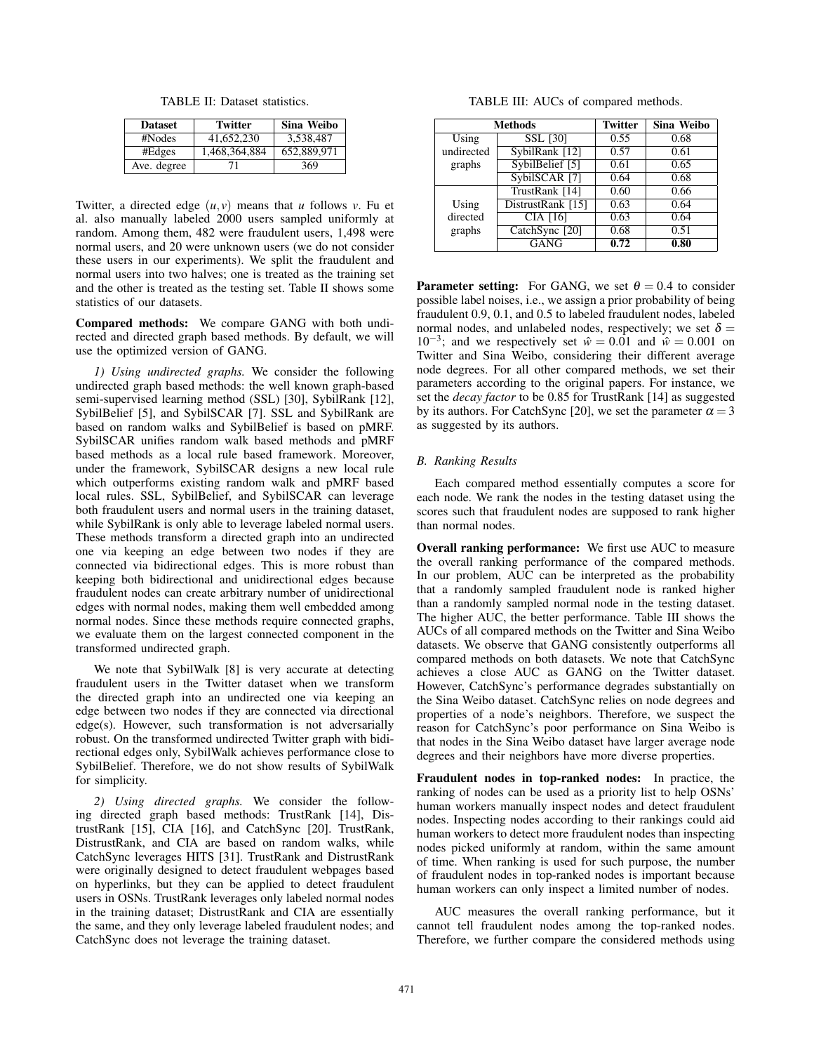TABLE II: Dataset statistics.

| Dataset | Twitter | Sina Weibo |
|---|---|---|
| #Nodes | 41,652,230 | 3,538,487 |
| #Edges | 1,468,364,884 | 652,889,971 |
| Ave. degree | 71 | 369 |

Twitter, a directed edge $(u,v)$ means that $u$ follows $v$. Fu et al. also manually labeled 2000 users sampled uniformly at random. Among them, 482 were fraudulent users, 1,498 were normal users, and 20 were unknown users (we do not consider these users in our experiments). We split the fraudulent and normal users into two halves; one is treated as the training set and the other is treated as the testing set. Table II shows some statistics of our datasets.

**Compared methods:** We compare GANG with both undirected and directed graph based methods. By default, we will use the optimized version of GANG.

*1) Using undirected graphs.* We consider the following undirected graph based methods: the well known graph-based semi-supervised learning method (SSL) [30], SybilRank [12], SybilBelief [5], and SybilSCAR [7]. SSL and SybilRank are based on random walks and SybilBelief is based on pMRF. SybilSCAR unifies random walk based methods and pMRF based methods as a local rule based framework. Moreover, under the framework, SybilSCAR designs a new local rule which outperforms existing random walk and pMRF based local rules. SSL, SybilBelief, and SybilSCAR can leverage both fraudulent users and normal users in the training dataset, while SybilRank is only able to leverage labeled normal users. These methods transform a directed graph into an undirected one via keeping an edge between two nodes if they are connected via bidirectional edges. This is more robust than keeping both bidirectional and unidirectional edges because fraudulent nodes can create arbitrary number of unidirectional edges with normal nodes, making them well embedded among normal nodes. Since these methods require connected graphs, we evaluate them on the largest connected component in the transformed undirected graph.

We note that SybilWalk [8] is very accurate at detecting fraudulent users in the Twitter dataset when we transform the directed graph into an undirected one via keeping an edge between two nodes if they are connected via directional edge(s). However, such transformation is not adversarially robust. On the transformed undirected Twitter graph with bidirectional edges only, SybilWalk achieves performance close to SybilBelief. Therefore, we do not show results of SybilWalk for simplicity.

*2) Using directed graphs.* We consider the following directed graph based methods: TrustRank [14], DistrustRank [15], CIA [16], and CatchSync [20]. TrustRank, DistrustRank, and CIA are based on random walks, while CatchSync leverages HITS [31]. TrustRank and DistrustRank were originally designed to detect fraudulent webpages based on hyperlinks, but they can be applied to detect fraudulent users in OSNs. TrustRank leverages only labeled normal nodes in the training dataset; DistrustRank and CIA are essentially the same, and they only leverage labeled fraudulent nodes; and CatchSync does not leverage the training dataset.

TABLE III: AUCs of compared methods.

| Methods | | Twitter | Sina Weibo |
|---|---|---|---|
| Using undirected graphs | SSL [30] | 0.55 | 0.68 |
| | SybilRank [12] | 0.57 | 0.61 |
| | SybilBelief [5] | 0.61 | 0.65 |
| | SybilSCAR [7] | 0.64 | 0.68 |
| Using directed graphs | TrustRank [14] | 0.60 | 0.66 |
| | DistrustRank [15] | 0.63 | 0.64 |
| | CIA [16] | 0.63 | 0.64 |
| | CatchSync [20] | 0.68 | 0.51 |
| | GANG | **0.72** | **0.80** |

**Parameter setting:** For GANG, we set $\theta = 0.4$ to consider possible label noises, i.e., we assign a prior probability of being fraudulent 0.9, 0.1, and 0.5 to labeled fraudulent nodes, labeled normal nodes, and unlabeled nodes, respectively; we set $\delta = 10^{-3}$; and we respectively set $\hat{w} = 0.01$ and $\hat{w} = 0.001$ on Twitter and Sina Weibo, considering their different average node degrees. For all other compared methods, we set their parameters according to the original papers. For instance, we set the *decay factor* to be 0.85 for TrustRank [14] as suggested by its authors. For CatchSync [20], we set the parameter $\alpha = 3$ as suggested by its authors.

### B. Ranking Results

Each compared method essentially computes a score for each node. We rank the nodes in the testing dataset using the scores such that fraudulent nodes are supposed to rank higher than normal nodes.

**Overall ranking performance:** We first use AUC to measure the overall ranking performance of the compared methods. In our problem, AUC can be interpreted as the probability that a randomly sampled fraudulent node is ranked higher than a randomly sampled normal node in the testing dataset. The higher AUC, the better performance. Table III shows the AUCs of all compared methods on the Twitter and Sina Weibo datasets. We observe that GANG consistently outperforms all compared methods on both datasets. We note that CatchSync achieves a close AUC as GANG on the Twitter dataset. However, CatchSync's performance degrades substantially on the Sina Weibo dataset. CatchSync relies on node degrees and properties of a node's neighbors. Therefore, we suspect the reason for CatchSync's poor performance on Sina Weibo is that nodes in the Sina Weibo dataset have larger average node degrees and their neighbors have more diverse properties.

**Fraudulent nodes in top-ranked nodes:** In practice, the ranking of nodes can be used as a priority list to help OSNs' human workers manually inspect nodes and detect fraudulent nodes. Inspecting nodes according to their rankings could aid human workers to detect more fraudulent nodes than inspecting nodes picked uniformly at random, within the same amount of time. When ranking is used for such purpose, the number of fraudulent nodes in top-ranked nodes is important because human workers can only inspect a limited number of nodes.

AUC measures the overall ranking performance, but it cannot tell fraudulent nodes among the top-ranked nodes. Therefore, we further compare the considered methods using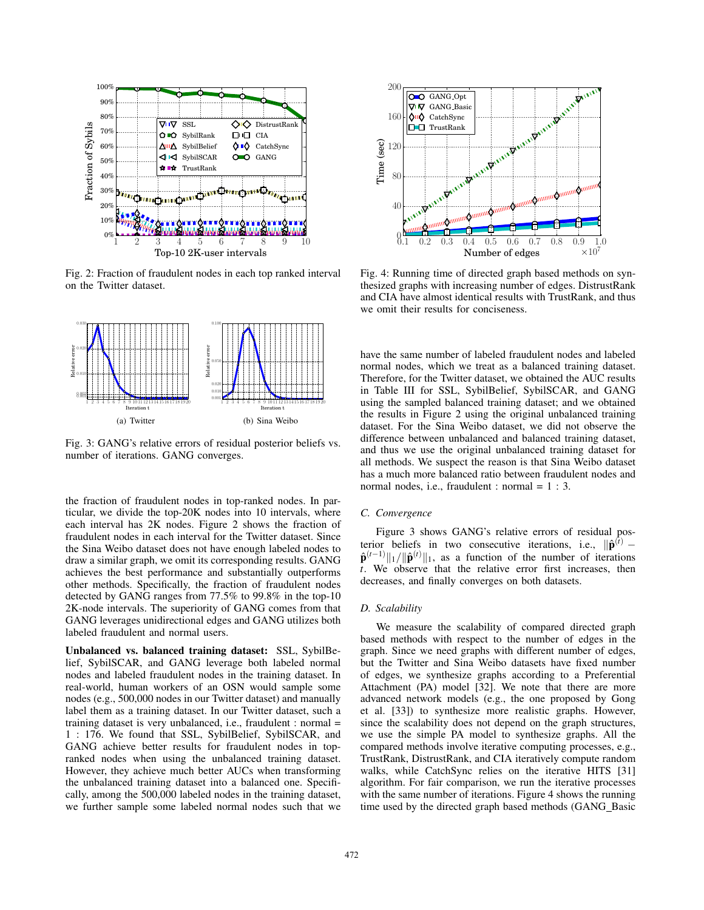Fig. 2: Fraction of fraudulent nodes in each top ranked interval on the Twitter dataset.

Fig. 3: GANG's relative errors of residual posterior beliefs vs. number of iterations. GANG converges.

(a) Twitter

(b) Sina Weibo

the fraction of fraudulent nodes in top-ranked nodes. In particular, we divide the top-20K nodes into 10 intervals, where each interval has 2K nodes. Figure 2 shows the fraction of fraudulent nodes in each interval for the Twitter dataset. Since the Sina Weibo dataset does not have enough labeled nodes to draw a similar graph, we omit its corresponding results. GANG achieves the best performance and substantially outperforms other methods. Specifically, the fraction of fraudulent nodes detected by GANG ranges from 77.5% to 99.8% in the top-10 2K-node intervals. The superiority of GANG comes from that GANG leverages unidirectional edges and GANG utilizes both labeled fraudulent and normal users.

**Unbalanced vs. balanced training dataset:** SSL, SybilBelief, SybilSCAR, and GANG leverage both labeled normal nodes and labeled fraudulent nodes in the training dataset. In real-world, human workers of an OSN would sample some nodes (e.g., 500,000 nodes in our Twitter dataset) and manually label them as a training dataset. In our Twitter dataset, such a training dataset is very unbalanced, i.e., fraudulent : normal = 1 : 176. We found that SSL, SybilBelief, SybilSCAR, and GANG achieve better results for fraudulent nodes in top-ranked nodes when using the unbalanced training dataset. However, they achieve much better AUCs when transforming the unbalanced training dataset into a balanced one. Specifically, among the 500,000 labeled nodes in the training dataset, we further sample some labeled normal nodes such that we have the same number of labeled fraudulent nodes and labeled normal nodes, which we treat as a balanced training dataset. Therefore, for the Twitter dataset, we obtained the AUC results in Table III for SSL, SybilBelief, SybilSCAR, and GANG using the sampled balanced training dataset; and we obtained the results in Figure 2 using the original unbalanced training dataset. For the Sina Weibo dataset, we did not observe the difference between unbalanced and balanced training dataset, and thus we use the original unbalanced training dataset for all methods. We suspect the reason is that Sina Weibo dataset has a much more balanced ratio between fraudulent nodes and normal nodes, i.e., fraudulent : normal = 1 : 3.

Fig. 4: Running time of directed graph based methods on synthesized graphs with increasing number of edges. DistrustRank and CIA have almost identical results with TrustRank, and thus we omit their results for conciseness.

### C. Convergence

Figure 3 shows GANG's relative errors of residual posterior beliefs in two consecutive iterations, i.e., $\|\hat{\mathbf{p}}^{(t)} - \hat{\mathbf{p}}^{(t-1)}\|_1/\|\hat{\mathbf{p}}^{(t)}\|_1$, as a function of the number of iterations $t$. We observe that the relative error first increases, then decreases, and finally converges on both datasets.

### D. Scalability

We measure the scalability of compared directed graph based methods with respect to the number of edges in the graph. Since we need graphs with different number of edges, but the Twitter and Sina Weibo datasets have fixed number of edges, we synthesize graphs according to a Preferential Attachment (PA) model [32]. We note that there are more advanced network models (e.g., the one proposed by Gong et al. [33]) to synthesize more realistic graphs. However, since the scalability does not depend on the graph structures, we use the simple PA model to synthesize graphs. All the compared methods involve iterative computing processes, e.g., TrustRank, DistrustRank, and CIA iteratively compute random walks, while CatchSync relies on the iterative HITS [31] algorithm. For fair comparison, we run the iterative processes with the same number of iterations. Figure 4 shows the running time used by the directed graph based methods (GANG_Basic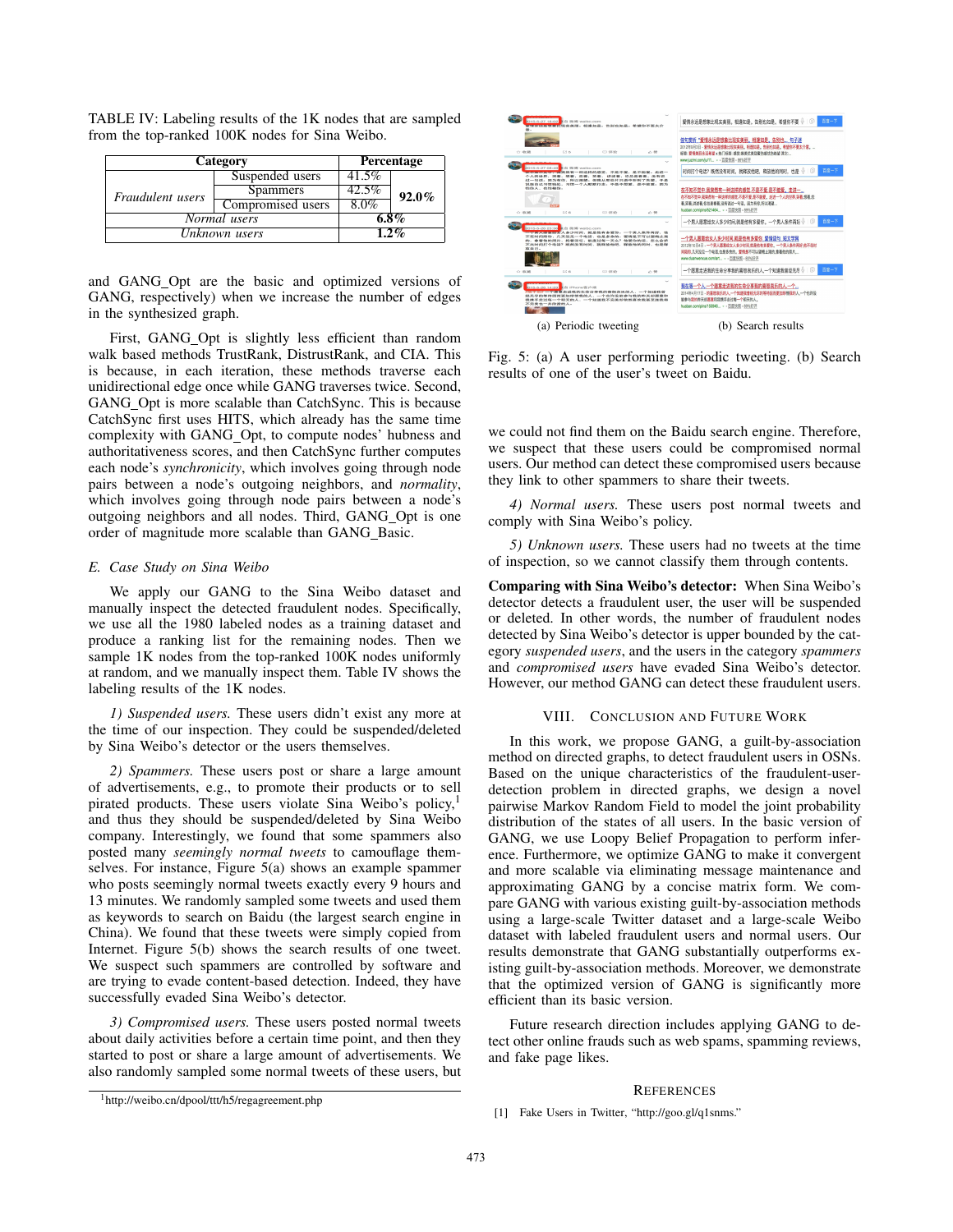TABLE IV: Labeling results of the 1K nodes that are sampled from the top-ranked 100K nodes for Sina Weibo.

| Category | | Percentage | |
|---|---|---|---|
| *Fraudulent users* | Suspended users | 41.5% | 92.0% |
| | Spammers | 42.5% | |
| | Compromised users | 8.0% | |
| *Normal users* | | 6.8% | |
| *Unknown users* | | 1.2% | |

and GANG_Opt are the basic and optimized versions of GANG, respectively) when we increase the number of edges in the synthesized graph.

First, GANG_Opt is slightly less efficient than random walk based methods TrustRank, DistrustRank, and CIA. This is because, in each iteration, these methods traverse each unidirectional edge once while GANG traverses twice. Second, GANG_Opt is more scalable than CatchSync. This is because CatchSync first uses HITS, which already has the same time complexity with GANG_Opt, to compute nodes' hubness and authoritativeness scores, and then CatchSync further computes each node's *synchronicity*, which involves going through node pairs between a node's outgoing neighbors, and *normality*, which involves going through node pairs between a node's outgoing neighbors and all nodes. Third, GANG_Opt is one order of magnitude more scalable than GANG_Basic.

### E. Case Study on Sina Weibo

We apply our GANG to the Sina Weibo dataset and manually inspect the detected fraudulent nodes. Specifically, we use all the 1980 labeled nodes as a training dataset and produce a ranking list for the remaining nodes. Then we sample 1K nodes from the top-ranked 100K nodes uniformly at random, and we manually inspect them. Table IV shows the labeling results of the 1K nodes.

*1) Suspended users.* These users didn't exist any more at the time of our inspection. They could be suspended/deleted by Sina Weibo's detector or the users themselves.

*2) Spammers.* These users post or share a large amount of advertisements, e.g., to promote their products or to sell pirated products. These users violate Sina Weibo's policy,[1] and thus they should be suspended/deleted by Sina Weibo company. Interestingly, we found that some spammers also posted many *seemingly normal tweets* to camouflage themselves. For instance, Figure 5(a) shows an example spammer who posts seemingly normal tweets exactly every 9 hours and 13 minutes. We randomly sampled some tweets and used them as keywords to search on Baidu (the largest search engine in China). We found that these tweets were simply copied from Internet. Figure 5(b) shows the search results of one tweet. We suspect such spammers are controlled by software and are trying to evade content-based detection. Indeed, they have successfully evaded Sina Weibo's detector.

*3) Compromised users.* These users posted normal tweets about daily activities before a certain time point, and then they started to post or share a large amount of advertisements. We also randomly sampled some normal tweets of these users, but we could not find them on the Baidu search engine. Therefore, we suspect that these users could be compromised normal users. Our method can detect these compromised users because they link to other spammers to share their tweets.

[1] http://weibo.cn/dpool/ttt/h5/regagreement.php

(a) Periodic tweeting (b) Search results

Fig. 5: (a) A user performing periodic tweeting. (b) Search results of one of the user's tweet on Baidu.

*4) Normal users.* These users post normal tweets and comply with Sina Weibo's policy.

*5) Unknown users.* These users had no tweets at the time of inspection, so we cannot classify them through contents.

**Comparing with Sina Weibo's detector:** When Sina Weibo's detector detects a fraudulent user, the user will be suspended or deleted. In other words, the number of fraudulent nodes detected by Sina Weibo's detector is upper bounded by the category *suspended users*, and the users in the category *spammers* and *compromised users* have evaded Sina Weibo's detector. However, our method GANG can detect these fraudulent users.

## VIII. Conclusion and Future Work

In this work, we propose GANG, a guilt-by-association method on directed graphs, to detect fraudulent users in OSNs. Based on the unique characteristics of the fraudulent-user-detection problem in directed graphs, we design a novel pairwise Markov Random Field to model the joint probability distribution of the states of all users. In the basic version of GANG, we use Loopy Belief Propagation to perform inference. Furthermore, we optimize GANG to make it convergent and more scalable via eliminating message maintenance and approximating GANG by a concise matrix form. We compare GANG with various existing guilt-by-association methods using a large-scale Twitter dataset and a large-scale Weibo dataset with labeled fraudulent users and normal users. Our results demonstrate that GANG substantially outperforms existing guilt-by-association methods. Moreover, we demonstrate that the optimized version of GANG is significantly more efficient than its basic version.

Future research direction includes applying GANG to detect other online frauds such as web spams, spamming reviews, and fake page likes.

## References

[1] Fake Users in Twitter, "http://goo.gl/q1snms."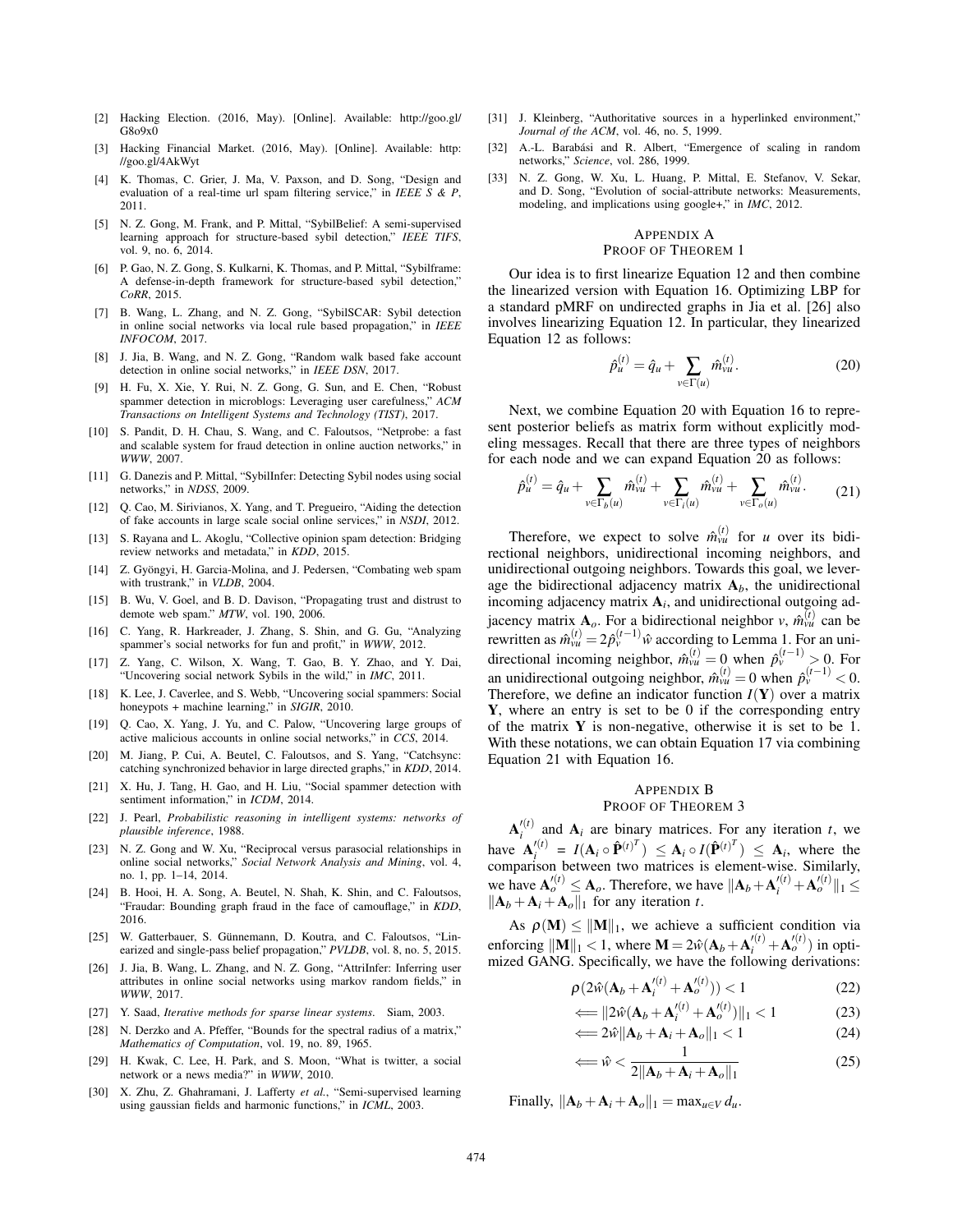[2] Hacking Election. (2016, May). [Online]. Available: http://goo.gl/G8o9x0

[3] Hacking Financial Market. (2016, May). [Online]. Available: http://goo.gl/4AkWyt

[4] K. Thomas, C. Grier, J. Ma, V. Paxson, and D. Song, "Design and evaluation of a real-time url spam filtering service," in *IEEE S & P*, 2011.

[5] N. Z. Gong, M. Frank, and P. Mittal, "SybilBelief: A semi-supervised learning approach for structure-based sybil detection," *IEEE TIFS*, vol. 9, no. 6, 2014.

[6] P. Gao, N. Z. Gong, S. Kulkarni, K. Thomas, and P. Mittal, "Sybilframe: A defense-in-depth framework for structure-based sybil detection," *CoRR*, 2015.

[7] B. Wang, L. Zhang, and N. Z. Gong, "SybilSCAR: Sybil detection in online social networks via local rule based propagation," in *IEEE INFOCOM*, 2017.

[8] J. Jia, B. Wang, and N. Z. Gong, "Random walk based fake account detection in online social networks," in *IEEE DSN*, 2017.

[9] H. Fu, X. Xie, Y. Rui, N. Z. Gong, G. Sun, and E. Chen, "Robust spammer detection in microblogs: Leveraging user carefulness," *ACM Transactions on Intelligent Systems and Technology (TIST)*, 2017.

[10] S. Pandit, D. H. Chau, S. Wang, and C. Faloutsos, "Netprobe: a fast and scalable system for fraud detection in online auction networks," in *WWW*, 2007.

[11] G. Danezis and P. Mittal, "SybilInfer: Detecting Sybil nodes using social networks," in *NDSS*, 2009.

[12] Q. Cao, M. Sirivianos, X. Yang, and T. Pregueiro, "Aiding the detection of fake accounts in large scale social online services," in *NSDI*, 2012.

[13] S. Rayana and L. Akoglu, "Collective opinion spam detection: Bridging review networks and metadata," in *KDD*, 2015.

[14] Z. Gyöngyi, H. Garcia-Molina, and J. Pedersen, "Combating web spam with trustrank," in *VLDB*, 2004.

[15] B. Wu, V. Goel, and B. D. Davison, "Propagating trust and distrust to demote web spam." *MTW*, vol. 190, 2006.

[16] C. Yang, R. Harkreader, J. Zhang, S. Shin, and G. Gu, "Analyzing spammer's social networks for fun and profit," in *WWW*, 2012.

[17] Z. Yang, C. Wilson, X. Wang, T. Gao, B. Y. Zhao, and Y. Dai, "Uncovering social network Sybils in the wild," in *IMC*, 2011.

[18] K. Lee, J. Caverlee, and S. Webb, "Uncovering social spammers: Social honeypots + machine learning," in *SIGIR*, 2010.

[19] Q. Cao, X. Yang, J. Yu, and C. Palow, "Uncovering large groups of active malicious accounts in online social networks," in *CCS*, 2014.

[20] M. Jiang, P. Cui, A. Beutel, C. Faloutsos, and S. Yang, "Catchsync: catching synchronized behavior in large directed graphs," in *KDD*, 2014.

[21] X. Hu, J. Tang, H. Gao, and H. Liu, "Social spammer detection with sentiment information," in *ICDM*, 2014.

[22] J. Pearl, *Probabilistic reasoning in intelligent systems: networks of plausible inference*, 1988.

[23] N. Z. Gong and W. Xu, "Reciprocal versus parasocial relationships in online social networks," *Social Network Analysis and Mining*, vol. 4, no. 1, pp. 1–14, 2014.

[24] B. Hooi, H. A. Song, A. Beutel, N. Shah, K. Shin, and C. Faloutsos, "Fraudar: Bounding graph fraud in the face of camouflage," in *KDD*, 2016.

[25] W. Gatterbauer, S. Günnemann, D. Koutra, and C. Faloutsos, "Linearized and single-pass belief propagation," *PVLDB*, vol. 8, no. 5, 2015.

[26] J. Jia, B. Wang, L. Zhang, and N. Z. Gong, "AttriInfer: Inferring user attributes in online social networks using markov random fields," in *WWW*, 2017.

[27] Y. Saad, *Iterative methods for sparse linear systems*. Siam, 2003.

[28] N. Derzko and A. Pfeffer, "Bounds for the spectral radius of a matrix," *Mathematics of Computation*, vol. 19, no. 89, 1965.

[29] H. Kwak, C. Lee, H. Park, and S. Moon, "What is twitter, a social network or a news media?" in *WWW*, 2010.

[30] X. Zhu, Z. Ghahramani, J. Lafferty *et al.*, "Semi-supervised learning using gaussian fields and harmonic functions," in *ICML*, 2003.

[31] J. Kleinberg, "Authoritative sources in a hyperlinked environment," *Journal of the ACM*, vol. 46, no. 5, 1999.

[32] A.-L. Barabási and R. Albert, "Emergence of scaling in random networks," *Science*, vol. 286, 1999.

[33] N. Z. Gong, W. Xu, L. Huang, P. Mittal, E. Stefanov, V. Sekar, and D. Song, "Evolution of social-attribute networks: Measurements, modeling, and implications using google+," in *IMC*, 2012.

## Appendix A: Proof of Theorem 1

Our idea is to first linearize Equation 12 and then combine the linearized version with Equation 16. Optimizing LBP for a standard pMRF on undirected graphs in Jia et al. [26] also involves linearizing Equation 12. In particular, they linearized Equation 12 as follows:

$$\hat{p}_u^{(t)} = \hat{q}_u + \sum_{v \in \Gamma(u)} \hat{m}_{vu}^{(t)}. \tag{20}$$

Next, we combine Equation 20 with Equation 16 to represent posterior beliefs as matrix form without explicitly modeling messages. Recall that there are three types of neighbors for each node and we can expand Equation 20 as follows:

$$\hat{p}_u^{(t)} = \hat{q}_u + \sum_{v \in \Gamma_b(u)} \hat{m}_{vu}^{(t)} + \sum_{v \in \Gamma_i(u)} \hat{m}_{vu}^{(t)} + \sum_{v \in \Gamma_o(u)} \hat{m}_{vu}^{(t)}. \tag{21}$$

Therefore, we expect to solve $\hat{m}_{vu}^{(t)}$ for $u$ over its bidirectional neighbors, unidirectional incoming neighbors, and unidirectional outgoing neighbors. Towards this goal, we leverage the bidirectional adjacency matrix $\mathbf{A}_b$, the unidirectional incoming adjacency matrix $\mathbf{A}_i$, and unidirectional outgoing adjacency matrix $\mathbf{A}_o$. For a bidirectional neighbor $v$, $\hat{m}_{vu}^{(t)}$ can be rewritten as $\hat{m}_{vu}^{(t)} = 2\hat{p}_v^{(t-1)}\hat{w}$ according to Lemma 1. For an unidirectional incoming neighbor, $\hat{m}_{vu}^{(t)} = 0$ when $\hat{p}_v^{(t-1)} > 0$. For an unidirectional outgoing neighbor, $\hat{m}_{vu}^{(t)} = 0$ when $\hat{p}_v^{(t-1)} < 0$. Therefore, we define an indicator function $I(\mathbf{Y})$ over a matrix $\mathbf{Y}$, where an entry is set to be 0 if the corresponding entry of the matrix $\mathbf{Y}$ is non-negative, otherwise it is set to be 1. With these notations, we can obtain Equation 17 via combining Equation 21 with Equation 16.

## Appendix B: Proof of Theorem 3

$\mathbf{A}_i'^{(t)}$ and $\mathbf{A}_i$ are binary matrices. For any iteration $t$, we have $\mathbf{A}_i'^{(t)} = I(\mathbf{A}_i \circ \hat{\mathbf{P}}^{(t)^T}) \leq \mathbf{A}_i \circ I(\hat{\mathbf{P}}^{(t)^T}) \leq \mathbf{A}_i$, where the comparison between two matrices is element-wise. Similarly, we have $\mathbf{A}_o'^{(t)} \leq \mathbf{A}_o$. Therefore, we have $\|\mathbf{A}_b + \mathbf{A}_i'^{(t)} + \mathbf{A}_o'^{(t)}\|_1 \leq \|\mathbf{A}_b + \mathbf{A}_i + \mathbf{A}_o\|_1$ for any iteration $t$.

As $\rho(\mathbf{M}) \leq \|\mathbf{M}\|_1$, we achieve a sufficient condition via enforcing $\|\mathbf{M}\|_1 < 1$, where $\mathbf{M} = 2\hat{w}(\mathbf{A}_b + \mathbf{A}_i'^{(t)} + \mathbf{A}_o'^{(t)})$ in optimized GANG. Specifically, we have the following derivations:

$$\rho(2\hat{w}(\mathbf{A}_b + \mathbf{A}_i'^{(t)} + \mathbf{A}_o'^{(t)})) < 1 \tag{22}$$

$$\Longleftarrow \|2\hat{w}(\mathbf{A}_b + \mathbf{A}_i'^{(t)} + \mathbf{A}_o'^{(t)})\|_1 < 1 \tag{23}$$

$$\Longleftarrow 2\hat{w}\|\mathbf{A}_b + \mathbf{A}_i + \mathbf{A}_o\|_1 < 1 \tag{24}$$

$$\Longleftarrow \hat{w} < \frac{1}{2\|\mathbf{A}_b + \mathbf{A}_i + \mathbf{A}_o\|_1} \tag{25}$$

Finally, $\|\mathbf{A}_b + \mathbf{A}_i + \mathbf{A}_o\|_1 = \max_{u \in V} d_u$.